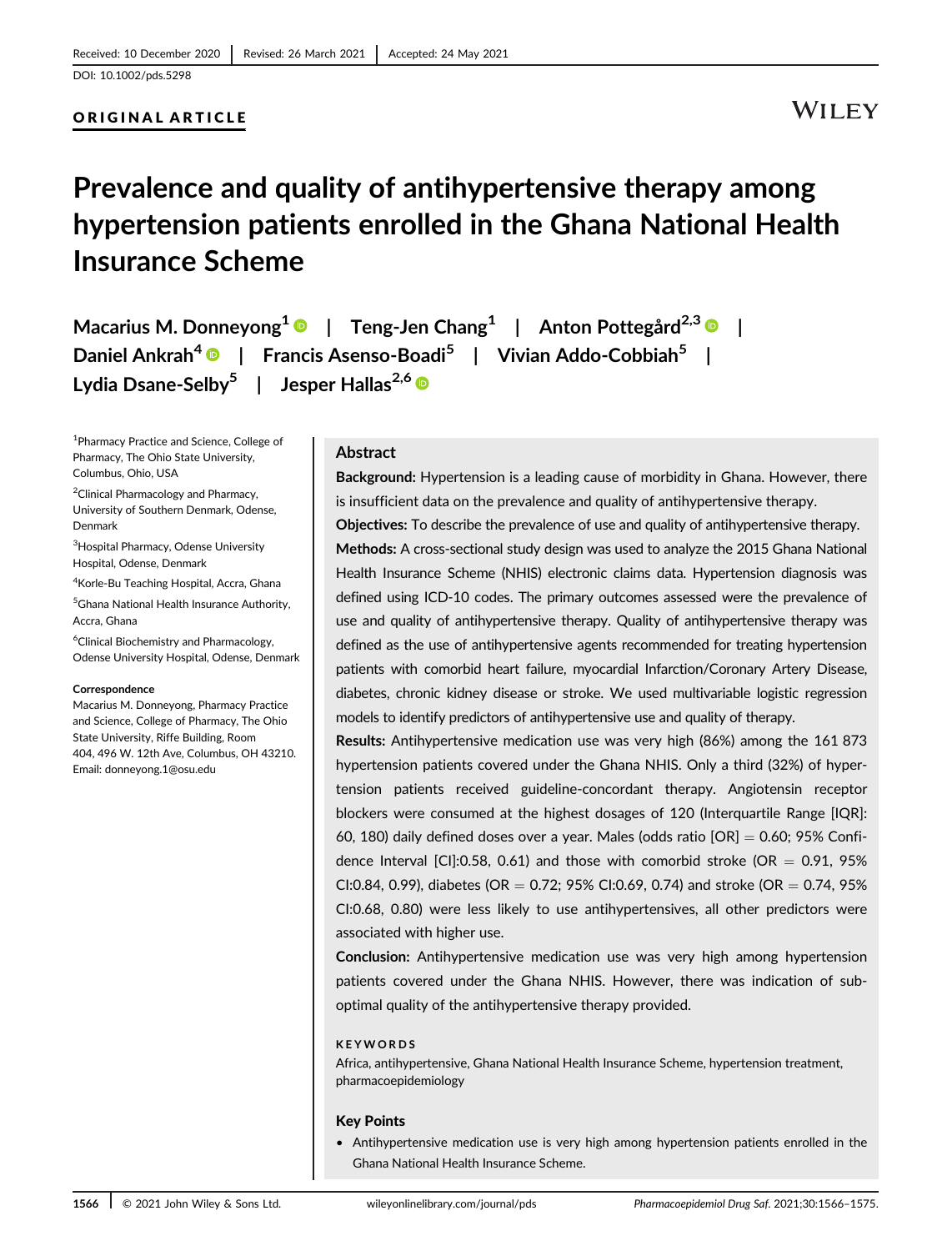Received: 10 December 2020 | Revised: 26 March 2021 | Accepted: 24 May 2021

DOI: 10.1002/pds.5298

ORIGINAL ARTICLE

# Prevalence and quality of antihypertensive therapy among hypertension patients enrolled in the Ghana National Health Insurance Scheme

Macarius M. Donneyong[1] | Teng-Jen Chang[1] | Anton Pottegård[2,3] | Daniel Ankrah[4] | Francis Asenso-Boadi[5] | Vivian Addo-Cobbiah[5] | Lydia Dsane-Selby[5] | Jesper Hallas[2,6]

[1]Pharmacy Practice and Science, College of Pharmacy, The Ohio State University, Columbus, Ohio, USA

[2]Clinical Pharmacology and Pharmacy, University of Southern Denmark, Odense, Denmark

[3]Hospital Pharmacy, Odense University Hospital, Odense, Denmark

[4]Korle-Bu Teaching Hospital, Accra, Ghana

[5]Ghana National Health Insurance Authority, Accra, Ghana

[6]Clinical Biochemistry and Pharmacology, Odense University Hospital, Odense, Denmark

**Correspondence**

Macarius M. Donneyong, Pharmacy Practice and Science, College of Pharmacy, The Ohio State University, Riffe Building, Room 404, 496 W. 12th Ave, Columbus, OH 43210. Email: donneyong.1@osu.edu

## Abstract

**Background:** Hypertension is a leading cause of morbidity in Ghana. However, there is insufficient data on the prevalence and quality of antihypertensive therapy.

**Objectives:** To describe the prevalence of use and quality of antihypertensive therapy.

**Methods:** A cross-sectional study design was used to analyze the 2015 Ghana National Health Insurance Scheme (NHIS) electronic claims data. Hypertension diagnosis was defined using ICD-10 codes. The primary outcomes assessed were the prevalence of use and quality of antihypertensive therapy. Quality of antihypertensive therapy was defined as the use of antihypertensive agents recommended for treating hypertension patients with comorbid heart failure, myocardial Infarction/Coronary Artery Disease, diabetes, chronic kidney disease or stroke. We used multivariable logistic regression models to identify predictors of antihypertensive use and quality of therapy.

**Results:** Antihypertensive medication use was very high (86%) among the 161 873 hypertension patients covered under the Ghana NHIS. Only a third (32%) of hypertension patients received guideline-concordant therapy. Angiotensin receptor blockers were consumed at the highest dosages of 120 (Interquartile Range [IQR]: 60, 180) daily defined doses over a year. Males (odds ratio [OR] = 0.60; 95% Confidence Interval [CI]:0.58, 0.61) and those with comorbid stroke (OR = 0.91, 95% CI:0.84, 0.99), diabetes (OR = 0.72; 95% CI:0.69, 0.74) and stroke (OR = 0.74, 95% CI:0.68, 0.80) were less likely to use antihypertensives, all other predictors were associated with higher use.

**Conclusion:** Antihypertensive medication use was very high among hypertension patients covered under the Ghana NHIS. However, there was indication of sub-optimal quality of the antihypertensive therapy provided.

**KEYWORDS**

Africa, antihypertensive, Ghana National Health Insurance Scheme, hypertension treatment, pharmacoepidemiology

## Key Points

- Antihypertensive medication use is very high among hypertension patients enrolled in the Ghana National Health Insurance Scheme.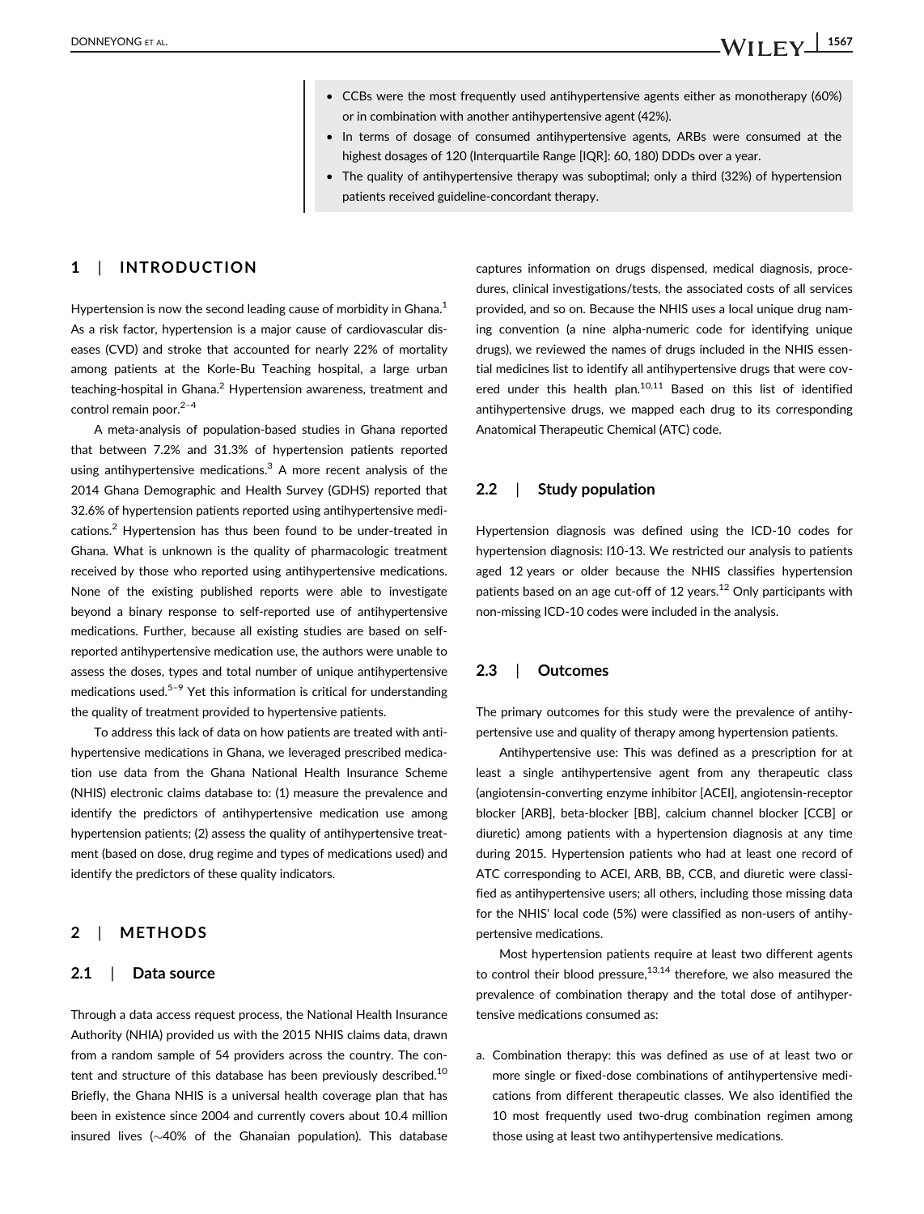- CCBs were the most frequently used antihypertensive agents either as monotherapy (60%) or in combination with another antihypertensive agent (42%).
- In terms of dosage of consumed antihypertensive agents, ARBs were consumed at the highest dosages of 120 (Interquartile Range [IQR]: 60, 180) DDDs over a year.
- The quality of antihypertensive therapy was suboptimal; only a third (32%) of hypertension patients received guideline-concordant therapy.

## 1 | INTRODUCTION

Hypertension is now the second leading cause of morbidity in Ghana.[1] As a risk factor, hypertension is a major cause of cardiovascular diseases (CVD) and stroke that accounted for nearly 22% of mortality among patients at the Korle-Bu Teaching hospital, a large urban teaching-hospital in Ghana.[2] Hypertension awareness, treatment and control remain poor.[2–4]

A meta-analysis of population-based studies in Ghana reported that between 7.2% and 31.3% of hypertension patients reported using antihypertensive medications.[3] A more recent analysis of the 2014 Ghana Demographic and Health Survey (GDHS) reported that 32.6% of hypertension patients reported using antihypertensive medications.[2] Hypertension has thus been found to be under-treated in Ghana. What is unknown is the quality of pharmacologic treatment received by those who reported using antihypertensive medications. None of the existing published reports were able to investigate beyond a binary response to self-reported use of antihypertensive medications. Further, because all existing studies are based on self-reported antihypertensive medication use, the authors were unable to assess the doses, types and total number of unique antihypertensive medications used.[5–9] Yet this information is critical for understanding the quality of treatment provided to hypertensive patients.

To address this lack of data on how patients are treated with antihypertensive medications in Ghana, we leveraged prescribed medication use data from the Ghana National Health Insurance Scheme (NHIS) electronic claims database to: (1) measure the prevalence and identify the predictors of antihypertensive medication use among hypertension patients; (2) assess the quality of antihypertensive treatment (based on dose, drug regime and types of medications used) and identify the predictors of these quality indicators.

## 2 | METHODS

### 2.1 | Data source

Through a data access request process, the National Health Insurance Authority (NHIA) provided us with the 2015 NHIS claims data, drawn from a random sample of 54 providers across the country. The content and structure of this database has been previously described.[10] Briefly, the Ghana NHIS is a universal health coverage plan that has been in existence since 2004 and currently covers about 10.4 million insured lives (~40% of the Ghanaian population). This database captures information on drugs dispensed, medical diagnosis, procedures, clinical investigations/tests, the associated costs of all services provided, and so on. Because the NHIS uses a local unique drug naming convention (a nine alpha-numeric code for identifying unique drugs), we reviewed the names of drugs included in the NHIS essential medicines list to identify all antihypertensive drugs that were covered under this health plan.[10,11] Based on this list of identified antihypertensive drugs, we mapped each drug to its corresponding Anatomical Therapeutic Chemical (ATC) code.

### 2.2 | Study population

Hypertension diagnosis was defined using the ICD-10 codes for hypertension diagnosis: I10-13. We restricted our analysis to patients aged 12 years or older because the NHIS classifies hypertension patients based on an age cut-off of 12 years.[12] Only participants with non-missing ICD-10 codes were included in the analysis.

### 2.3 | Outcomes

The primary outcomes for this study were the prevalence of antihypertensive use and quality of therapy among hypertension patients.

Antihypertensive use: This was defined as a prescription for at least a single antihypertensive agent from any therapeutic class (angiotensin-converting enzyme inhibitor [ACEI], angiotensin-receptor blocker [ARB], beta-blocker [BB], calcium channel blocker [CCB] or diuretic) among patients with a hypertension diagnosis at any time during 2015. Hypertension patients who had at least one record of ATC corresponding to ACEI, ARB, BB, CCB, and diuretic were classified as antihypertensive users; all others, including those missing data for the NHIS' local code (5%) were classified as non-users of antihypertensive medications.

Most hypertension patients require at least two different agents to control their blood pressure,[13,14] therefore, we also measured the prevalence of combination therapy and the total dose of antihypertensive medications consumed as:

a. Combination therapy: this was defined as use of at least two or more single or fixed-dose combinations of antihypertensive medications from different therapeutic classes. We also identified the 10 most frequently used two-drug combination regimen among those using at least two antihypertensive medications.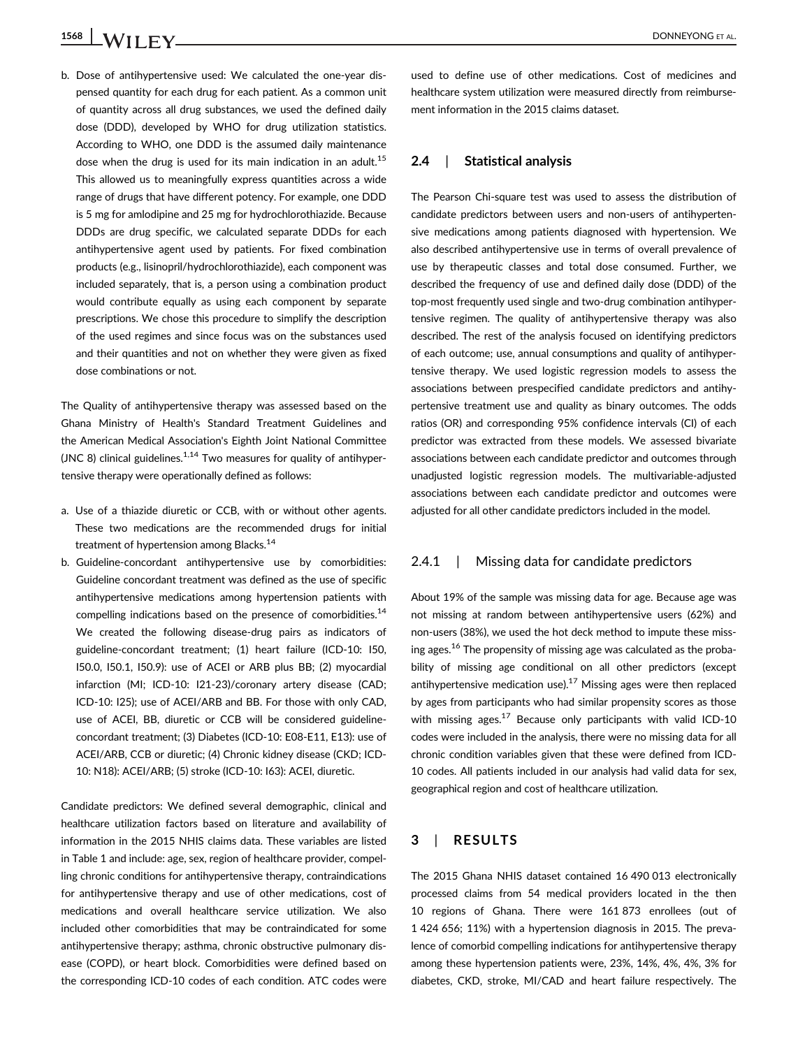b. Dose of antihypertensive used: We calculated the one-year dispensed quantity for each drug for each patient. As a common unit of quantity across all drug substances, we used the defined daily dose (DDD), developed by WHO for drug utilization statistics. According to WHO, one DDD is the assumed daily maintenance dose when the drug is used for its main indication in an adult.[15] This allowed us to meaningfully express quantities across a wide range of drugs that have different potency. For example, one DDD is 5 mg for amlodipine and 25 mg for hydrochlorothiazide. Because DDDs are drug specific, we calculated separate DDDs for each antihypertensive agent used by patients. For fixed combination products (e.g., lisinopril/hydrochlorothiazide), each component was included separately, that is, a person using a combination product would contribute equally as using each component by separate prescriptions. We chose this procedure to simplify the description of the used regimes and since focus was on the substances used and their quantities and not on whether they were given as fixed dose combinations or not.

The Quality of antihypertensive therapy was assessed based on the Ghana Ministry of Health's Standard Treatment Guidelines and the American Medical Association's Eighth Joint National Committee (JNC 8) clinical guidelines.[1,14] Two measures for quality of antihypertensive therapy were operationally defined as follows:

a. Use of a thiazide diuretic or CCB, with or without other agents. These two medications are the recommended drugs for initial treatment of hypertension among Blacks.[14]
b. Guideline-concordant antihypertensive use by comorbidities: Guideline concordant treatment was defined as the use of specific antihypertensive medications among hypertension patients with compelling indications based on the presence of comorbidities.[14] We created the following disease-drug pairs as indicators of guideline-concordant treatment; (1) heart failure (ICD-10: I50, I50.0, I50.1, I50.9): use of ACEI or ARB plus BB; (2) myocardial infarction (MI; ICD-10: I21-23)/coronary artery disease (CAD; ICD-10: I25); use of ACEI/ARB and BB. For those with only CAD, use of ACEI, BB, diuretic or CCB will be considered guideline-concordant treatment; (3) Diabetes (ICD-10: E08-E11, E13): use of ACEI/ARB, CCB or diuretic; (4) Chronic kidney disease (CKD; ICD-10: N18): ACEI/ARB; (5) stroke (ICD-10: I63): ACEI, diuretic.

Candidate predictors: We defined several demographic, clinical and healthcare utilization factors based on literature and availability of information in the 2015 NHIS claims data. These variables are listed in Table 1 and include: age, sex, region of healthcare provider, compelling chronic conditions for antihypertensive therapy, contraindications for antihypertensive therapy and use of other medications, cost of medications and overall healthcare service utilization. We also included other comorbidities that may be contraindicated for some antihypertensive therapy; asthma, chronic obstructive pulmonary disease (COPD), or heart block. Comorbidities were defined based on the corresponding ICD-10 codes of each condition. ATC codes were used to define use of other medications. Cost of medicines and healthcare system utilization were measured directly from reimbursement information in the 2015 claims dataset.

### 2.4 | Statistical analysis

The Pearson Chi-square test was used to assess the distribution of candidate predictors between users and non-users of antihypertensive medications among patients diagnosed with hypertension. We also described antihypertensive use in terms of overall prevalence of use by therapeutic classes and total dose consumed. Further, we described the frequency of use and defined daily dose (DDD) of the top-most frequently used single and two-drug combination antihypertensive regimen. The quality of antihypertensive therapy was also described. The rest of the analysis focused on identifying predictors of each outcome; use, annual consumptions and quality of antihypertensive therapy. We used logistic regression models to assess the associations between prespecified candidate predictors and antihypertensive treatment use and quality as binary outcomes. The odds ratios (OR) and corresponding 95% confidence intervals (CI) of each predictor was extracted from these models. We assessed bivariate associations between each candidate predictor and outcomes through unadjusted logistic regression models. The multivariable-adjusted associations between each candidate predictor and outcomes were adjusted for all other candidate predictors included in the model.

#### 2.4.1 | Missing data for candidate predictors

About 19% of the sample was missing data for age. Because age was not missing at random between antihypertensive users (62%) and non-users (38%), we used the hot deck method to impute these missing ages.[16] The propensity of missing age was calculated as the probability of missing age conditional on all other predictors (except antihypertensive medication use).[17] Missing ages were then replaced by ages from participants who had similar propensity scores as those with missing ages.[17] Because only participants with valid ICD-10 codes were included in the analysis, there were no missing data for all chronic condition variables given that these were defined from ICD-10 codes. All patients included in our analysis had valid data for sex, geographical region and cost of healthcare utilization.

## 3 | RESULTS

The 2015 Ghana NHIS dataset contained 16 490 013 electronically processed claims from 54 medical providers located in the then 10 regions of Ghana. There were 161 873 enrollees (out of 1 424 656; 11%) with a hypertension diagnosis in 2015. The prevalence of comorbid compelling indications for antihypertensive therapy among these hypertension patients were, 23%, 14%, 4%, 4%, 3% for diabetes, CKD, stroke, MI/CAD and heart failure respectively. The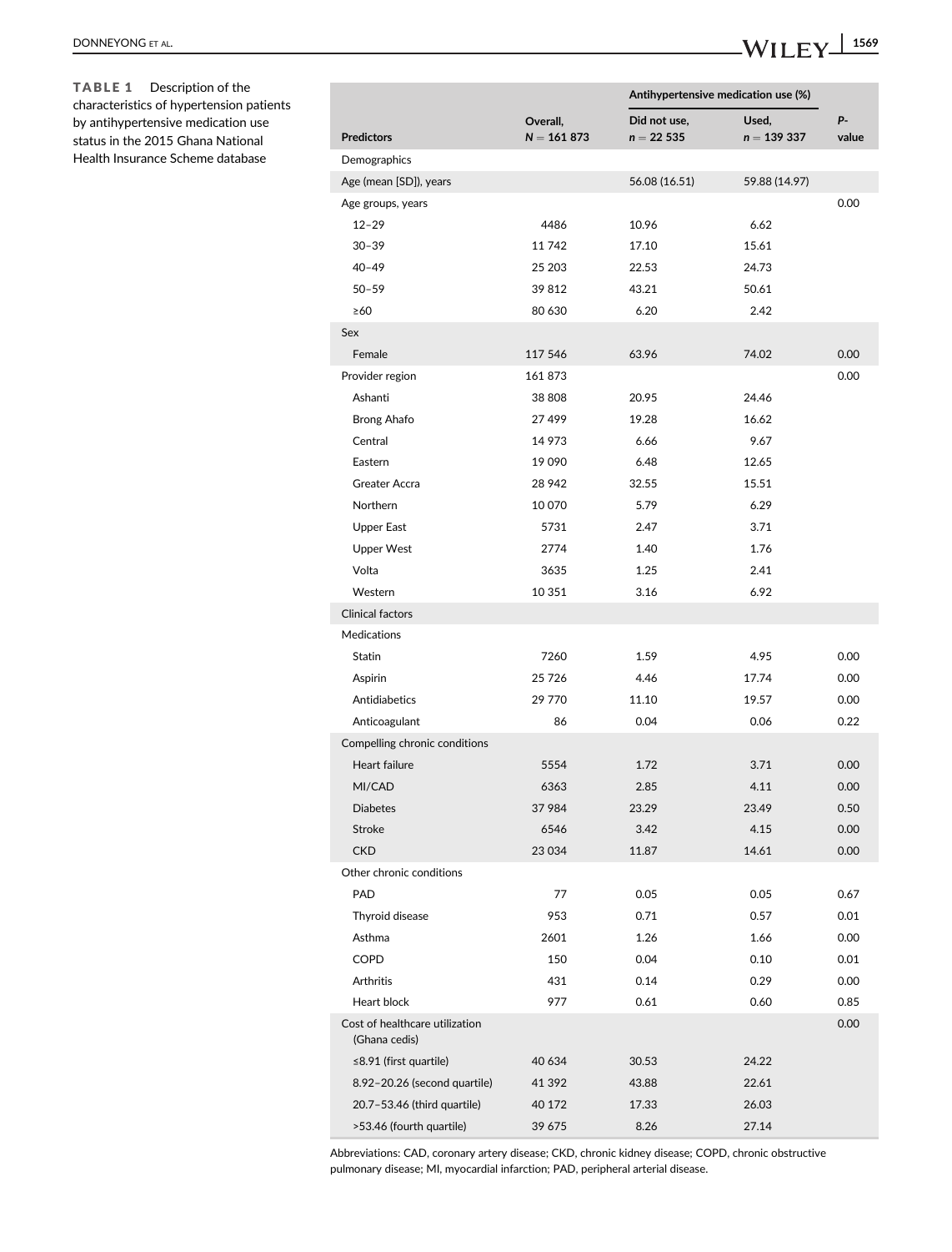**TABLE 1** Description of the characteristics of hypertension patients by antihypertensive medication use status in the 2015 Ghana National Health Insurance Scheme database

| Predictors | Overall, $N = 161\ 873$ | Antihypertensive medication use (%) | | *P*-value |
|---|---|---|---|---|
| | | Did not use, $n = 22\ 535$ | Used, $n = 139\ 337$ | |
| Demographics | | | | |
| Age (mean [SD]), years | | 56.08 (16.51) | 59.88 (14.97) | |
| Age groups, years | | | | 0.00 |
| 12–29 | 4486 | 10.96 | 6.62 | |
| 30–39 | 11 742 | 17.10 | 15.61 | |
| 40–49 | 25 203 | 22.53 | 24.73 | |
| 50–59 | 39 812 | 43.21 | 50.61 | |
| ≥60 | 80 630 | 6.20 | 2.42 | |
| Sex | | | | |
| Female | 117 546 | 63.96 | 74.02 | 0.00 |
| Provider region | 161 873 | | | 0.00 |
| Ashanti | 38 808 | 20.95 | 24.46 | |
| Brong Ahafo | 27 499 | 19.28 | 16.62 | |
| Central | 14 973 | 6.66 | 9.67 | |
| Eastern | 19 090 | 6.48 | 12.65 | |
| Greater Accra | 28 942 | 32.55 | 15.51 | |
| Northern | 10 070 | 5.79 | 6.29 | |
| Upper East | 5731 | 2.47 | 3.71 | |
| Upper West | 2774 | 1.40 | 1.76 | |
| Volta | 3635 | 1.25 | 2.41 | |
| Western | 10 351 | 3.16 | 6.92 | |
| Clinical factors | | | | |
| Medications | | | | |
| Statin | 7260 | 1.59 | 4.95 | 0.00 |
| Aspirin | 25 726 | 4.46 | 17.74 | 0.00 |
| Antidiabetics | 29 770 | 11.10 | 19.57 | 0.00 |
| Anticoagulant | 86 | 0.04 | 0.06 | 0.22 |
| Compelling chronic conditions | | | | |
| Heart failure | 5554 | 1.72 | 3.71 | 0.00 |
| MI/CAD | 6363 | 2.85 | 4.11 | 0.00 |
| Diabetes | 37 984 | 23.29 | 23.49 | 0.50 |
| Stroke | 6546 | 3.42 | 4.15 | 0.00 |
| CKD | 23 034 | 11.87 | 14.61 | 0.00 |
| Other chronic conditions | | | | |
| PAD | 77 | 0.05 | 0.05 | 0.67 |
| Thyroid disease | 953 | 0.71 | 0.57 | 0.01 |
| Asthma | 2601 | 1.26 | 1.66 | 0.00 |
| COPD | 150 | 0.04 | 0.10 | 0.01 |
| Arthritis | 431 | 0.14 | 0.29 | 0.00 |
| Heart block | 977 | 0.61 | 0.60 | 0.85 |
| Cost of healthcare utilization (Ghana cedis) | | | | 0.00 |
| ≤8.91 (first quartile) | 40 634 | 30.53 | 24.22 | |
| 8.92–20.26 (second quartile) | 41 392 | 43.88 | 22.61 | |
| 20.7–53.46 (third quartile) | 40 172 | 17.33 | 26.03 | |
| >53.46 (fourth quartile) | 39 675 | 8.26 | 27.14 | |

Abbreviations: CAD, coronary artery disease; CKD, chronic kidney disease; COPD, chronic obstructive pulmonary disease; MI, myocardial infarction; PAD, peripheral arterial disease.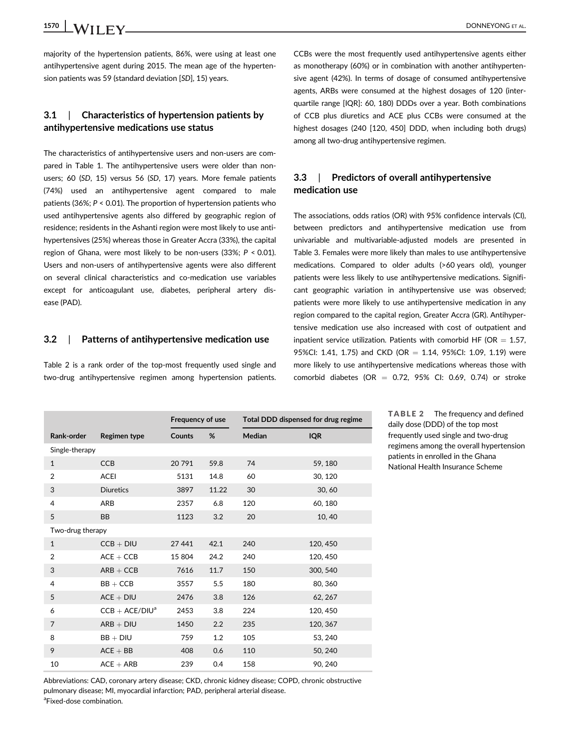majority of the hypertension patients, 86%, were using at least one antihypertensive agent during 2015. The mean age of the hypertension patients was 59 (standard deviation [*SD*], 15) years.

### 3.1 | Characteristics of hypertension patients by antihypertensive medications use status

The characteristics of antihypertensive users and non-users are compared in Table 1. The antihypertensive users were older than non-users; 60 (*SD*, 15) versus 56 (*SD*, 17) years. More female patients (74%) used an antihypertensive agent compared to male patients (36%; $P < 0.01$). The proportion of hypertension patients who used antihypertensive agents also differed by geographic region of residence; residents in the Ashanti region were most likely to use antihypertensives (25%) whereas those in Greater Accra (33%), the capital region of Ghana, were most likely to be non-users (33%; $P < 0.01$). Users and non-users of antihypertensive agents were also different on several clinical characteristics and co-medication use variables except for anticoagulant use, diabetes, peripheral artery disease (PAD).

### 3.2 | Patterns of antihypertensive medication use

Table 2 is a rank order of the top-most frequently used single and two-drug antihypertensive regimen among hypertension patients. CCBs were the most frequently used antihypertensive agents either as monotherapy (60%) or in combination with another antihypertensive agent (42%). In terms of dosage of consumed antihypertensive agents, ARBs were consumed at the highest dosages of 120 (interquartile range [IQR]: 60, 180) DDDs over a year. Both combinations of CCB plus diuretics and ACE plus CCBs were consumed at the highest dosages (240 [120, 450] DDD, when including both drugs) among all two-drug antihypertensive regimen.

### 3.3 | Predictors of overall antihypertensive medication use

The associations, odds ratios (OR) with 95% confidence intervals (CI), between predictors and antihypertensive medication use from univariable and multivariable-adjusted models are presented in Table 3. Females were more likely than males to use antihypertensive medications. Compared to older adults (>60 years old), younger patients were less likely to use antihypertensive medications. Significant geographic variation in antihypertensive use was observed; patients were more likely to use antihypertensive medication in any region compared to the capital region, Greater Accra (GR). Antihypertensive medication use also increased with cost of outpatient and inpatient service utilization. Patients with comorbid HF (OR = 1.57, 95%CI: 1.41, 1.75) and CKD (OR = 1.14, 95%CI: 1.09, 1.19) were more likely to use antihypertensive medications whereas those with comorbid diabetes (OR = 0.72, 95% CI: 0.69, 0.74) or stroke

**TABLE 2** The frequency and defined daily dose (DDD) of the top most frequently used single and two-drug regimens among the overall hypertension patients in enrolled in the Ghana National Health Insurance Scheme

| | | Frequency of use | | Total DDD dispensed for drug regime | |
|---|---|---|---|---|---|
| Rank-order | Regimen type | Counts | % | Median | IQR |
| Single-therapy | | | | | |
| 1 | CCB | 20 791 | 59.8 | 74 | 59, 180 |
| 2 | ACEI | 5131 | 14.8 | 60 | 30, 120 |
| 3 | Diuretics | 3897 | 11.22 | 30 | 30, 60 |
| 4 | ARB | 2357 | 6.8 | 120 | 60, 180 |
| 5 | BB | 1123 | 3.2 | 20 | 10, 40 |
| Two-drug therapy | | | | | |
| 1 | CCB + DIU | 27 441 | 42.1 | 240 | 120, 450 |
| 2 | ACE + CCB | 15 804 | 24.2 | 240 | 120, 450 |
| 3 | ARB + CCB | 7616 | 11.7 | 150 | 300, 540 |
| 4 | BB + CCB | 3557 | 5.5 | 180 | 80, 360 |
| 5 | ACE + DIU | 2476 | 3.8 | 126 | 62, 267 |
| 6 | CCB + ACE/DIU[a] | 2453 | 3.8 | 224 | 120, 450 |
| 7 | ARB + DIU | 1450 | 2.2 | 235 | 120, 367 |
| 8 | BB + DIU | 759 | 1.2 | 105 | 53, 240 |
| 9 | ACE + BB | 408 | 0.6 | 110 | 50, 240 |
| 10 | ACE + ARB | 239 | 0.4 | 158 | 90, 240 |

Abbreviations: CAD, coronary artery disease; CKD, chronic kidney disease; COPD, chronic obstructive pulmonary disease; MI, myocardial infarction; PAD, peripheral arterial disease.
[a]Fixed-dose combination.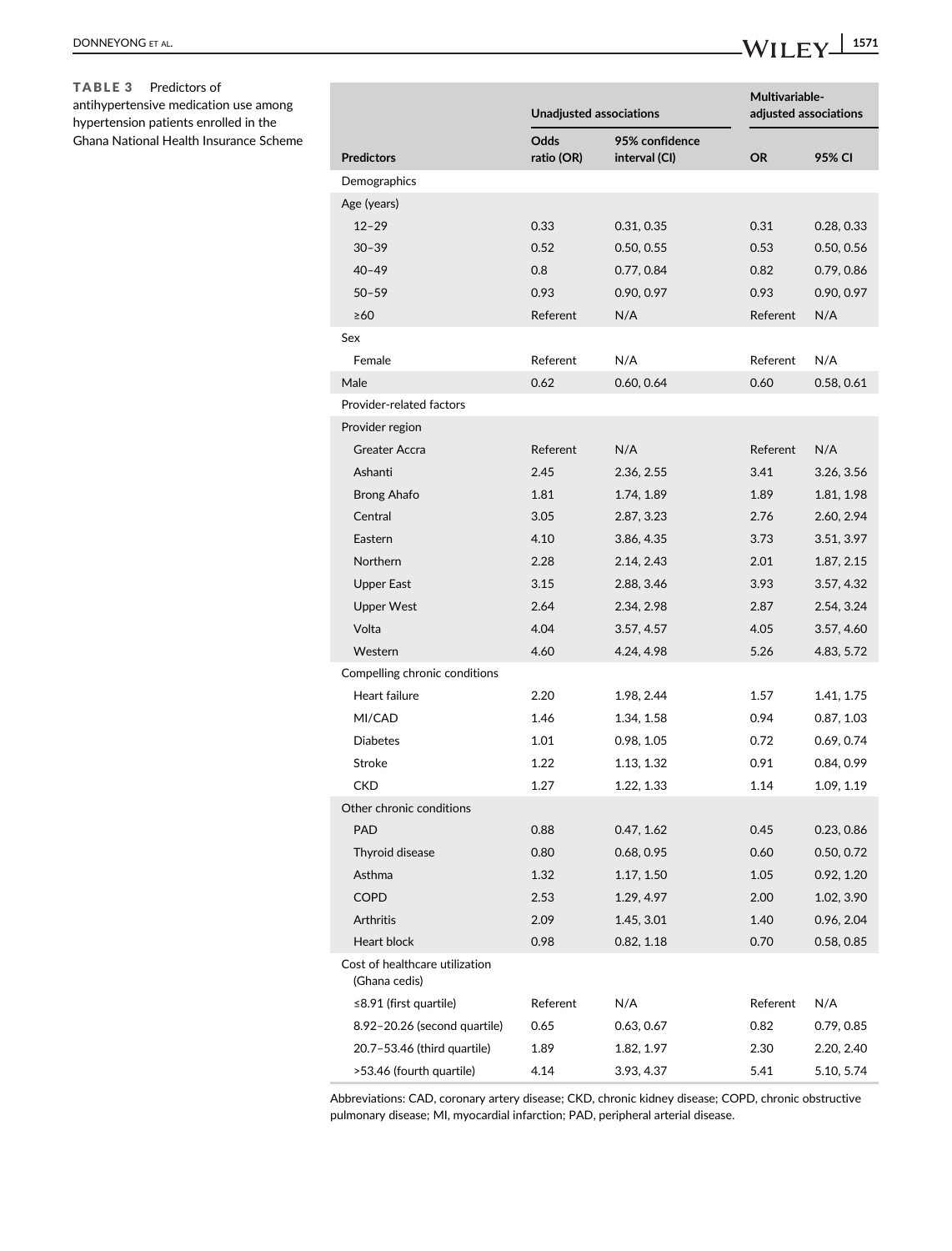**TABLE 3** Predictors of antihypertensive medication use among hypertension patients enrolled in the Ghana National Health Insurance Scheme

| Predictors | Unadjusted associations | | Multivariable-adjusted associations | |
|---|---|---|---|---|
| | Odds ratio (OR) | 95% confidence interval (CI) | OR | 95% CI |
| Demographics | | | | |
| Age (years) | | | | |
| 12–29 | 0.33 | 0.31, 0.35 | 0.31 | 0.28, 0.33 |
| 30–39 | 0.52 | 0.50, 0.55 | 0.53 | 0.50, 0.56 |
| 40–49 | 0.8 | 0.77, 0.84 | 0.82 | 0.79, 0.86 |
| 50–59 | 0.93 | 0.90, 0.97 | 0.93 | 0.90, 0.97 |
| ≥60 | Referent | N/A | Referent | N/A |
| Sex | | | | |
| Female | Referent | N/A | Referent | N/A |
| Male | 0.62 | 0.60, 0.64 | 0.60 | 0.58, 0.61 |
| Provider-related factors | | | | |
| Provider region | | | | |
| Greater Accra | Referent | N/A | Referent | N/A |
| Ashanti | 2.45 | 2.36, 2.55 | 3.41 | 3.26, 3.56 |
| Brong Ahafo | 1.81 | 1.74, 1.89 | 1.89 | 1.81, 1.98 |
| Central | 3.05 | 2.87, 3.23 | 2.76 | 2.60, 2.94 |
| Eastern | 4.10 | 3.86, 4.35 | 3.73 | 3.51, 3.97 |
| Northern | 2.28 | 2.14, 2.43 | 2.01 | 1.87, 2.15 |
| Upper East | 3.15 | 2.88, 3.46 | 3.93 | 3.57, 4.32 |
| Upper West | 2.64 | 2.34, 2.98 | 2.87 | 2.54, 3.24 |
| Volta | 4.04 | 3.57, 4.57 | 4.05 | 3.57, 4.60 |
| Western | 4.60 | 4.24, 4.98 | 5.26 | 4.83, 5.72 |
| Compelling chronic conditions | | | | |
| Heart failure | 2.20 | 1.98, 2.44 | 1.57 | 1.41, 1.75 |
| MI/CAD | 1.46 | 1.34, 1.58 | 0.94 | 0.87, 1.03 |
| Diabetes | 1.01 | 0.98, 1.05 | 0.72 | 0.69, 0.74 |
| Stroke | 1.22 | 1.13, 1.32 | 0.91 | 0.84, 0.99 |
| CKD | 1.27 | 1.22, 1.33 | 1.14 | 1.09, 1.19 |
| Other chronic conditions | | | | |
| PAD | 0.88 | 0.47, 1.62 | 0.45 | 0.23, 0.86 |
| Thyroid disease | 0.80 | 0.68, 0.95 | 0.60 | 0.50, 0.72 |
| Asthma | 1.32 | 1.17, 1.50 | 1.05 | 0.92, 1.20 |
| COPD | 2.53 | 1.29, 4.97 | 2.00 | 1.02, 3.90 |
| Arthritis | 2.09 | 1.45, 3.01 | 1.40 | 0.96, 2.04 |
| Heart block | 0.98 | 0.82, 1.18 | 0.70 | 0.58, 0.85 |
| Cost of healthcare utilization (Ghana cedis) | | | | |
| ≤8.91 (first quartile) | Referent | N/A | Referent | N/A |
| 8.92–20.26 (second quartile) | 0.65 | 0.63, 0.67 | 0.82 | 0.79, 0.85 |
| 20.7–53.46 (third quartile) | 1.89 | 1.82, 1.97 | 2.30 | 2.20, 2.40 |
| >53.46 (fourth quartile) | 4.14 | 3.93, 4.37 | 5.41 | 5.10, 5.74 |

Abbreviations: CAD, coronary artery disease; CKD, chronic kidney disease; COPD, chronic obstructive pulmonary disease; MI, myocardial infarction; PAD, peripheral arterial disease.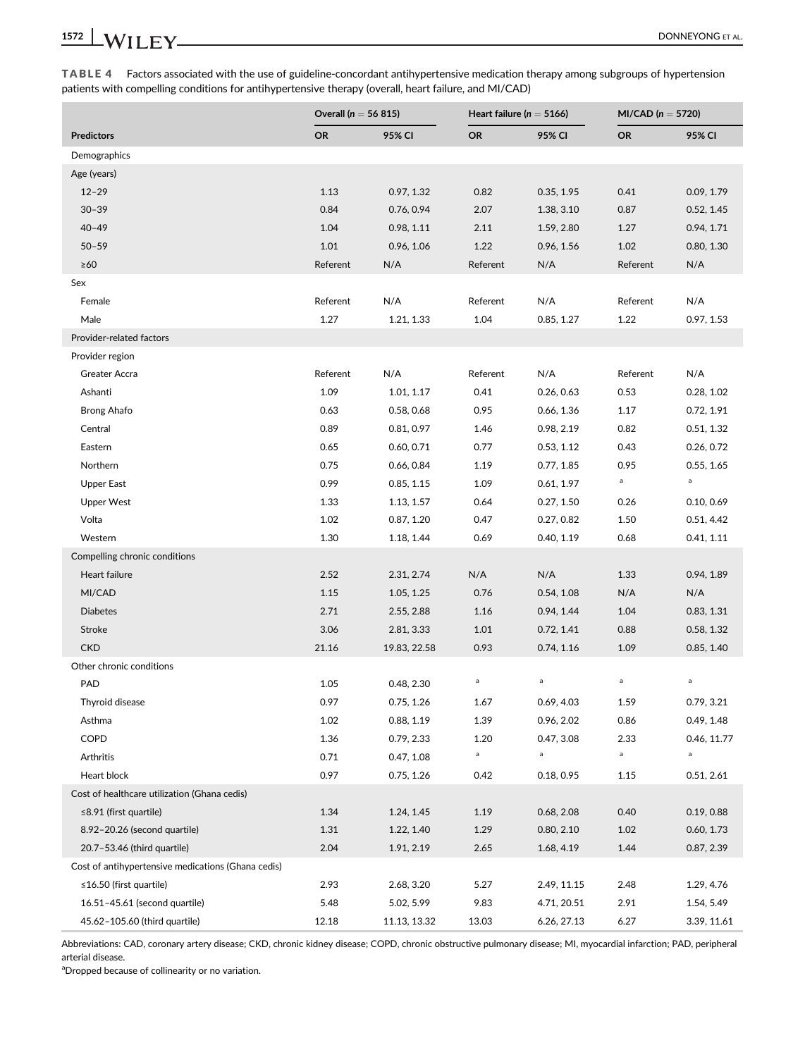**TABLE 4** Factors associated with the use of guideline-concordant antihypertensive medication therapy among subgroups of hypertension patients with compelling conditions for antihypertensive therapy (overall, heart failure, and MI/CAD)

| | Overall ($n$ = 56 815) | | Heart failure ($n$ = 5166) | | MI/CAD ($n$ = 5720) | |
|---|---|---|---|---|---|---|
| **Predictors** | **OR** | **95% CI** | **OR** | **95% CI** | **OR** | **95% CI** |
| Demographics | | | | | | |
| Age (years) | | | | | | |
| 12–29 | 1.13 | 0.97, 1.32 | 0.82 | 0.35, 1.95 | 0.41 | 0.09, 1.79 |
| 30–39 | 0.84 | 0.76, 0.94 | 2.07 | 1.38, 3.10 | 0.87 | 0.52, 1.45 |
| 40–49 | 1.04 | 0.98, 1.11 | 2.11 | 1.59, 2.80 | 1.27 | 0.94, 1.71 |
| 50–59 | 1.01 | 0.96, 1.06 | 1.22 | 0.96, 1.56 | 1.02 | 0.80, 1.30 |
| ≥60 | Referent | N/A | Referent | N/A | Referent | N/A |
| Sex | | | | | | |
| Female | Referent | N/A | Referent | N/A | Referent | N/A |
| Male | 1.27 | 1.21, 1.33 | 1.04 | 0.85, 1.27 | 1.22 | 0.97, 1.53 |
| Provider-related factors | | | | | | |
| Provider region | | | | | | |
| Greater Accra | Referent | N/A | Referent | N/A | Referent | N/A |
| Ashanti | 1.09 | 1.01, 1.17 | 0.41 | 0.26, 0.63 | 0.53 | 0.28, 1.02 |
| Brong Ahafo | 0.63 | 0.58, 0.68 | 0.95 | 0.66, 1.36 | 1.17 | 0.72, 1.91 |
| Central | 0.89 | 0.81, 0.97 | 1.46 | 0.98, 2.19 | 0.82 | 0.51, 1.32 |
| Eastern | 0.65 | 0.60, 0.71 | 0.77 | 0.53, 1.12 | 0.43 | 0.26, 0.72 |
| Northern | 0.75 | 0.66, 0.84 | 1.19 | 0.77, 1.85 | 0.95 | 0.55, 1.65 |
| Upper East | 0.99 | 0.85, 1.15 | 1.09 | 0.61, 1.97 | [a] | [a] |
| Upper West | 1.33 | 1.13, 1.57 | 0.64 | 0.27, 1.50 | 0.26 | 0.10, 0.69 |
| Volta | 1.02 | 0.87, 1.20 | 0.47 | 0.27, 0.82 | 1.50 | 0.51, 4.42 |
| Western | 1.30 | 1.18, 1.44 | 0.69 | 0.40, 1.19 | 0.68 | 0.41, 1.11 |
| Compelling chronic conditions | | | | | | |
| Heart failure | 2.52 | 2.31, 2.74 | N/A | N/A | 1.33 | 0.94, 1.89 |
| MI/CAD | 1.15 | 1.05, 1.25 | 0.76 | 0.54, 1.08 | N/A | N/A |
| Diabetes | 2.71 | 2.55, 2.88 | 1.16 | 0.94, 1.44 | 1.04 | 0.83, 1.31 |
| Stroke | 3.06 | 2.81, 3.33 | 1.01 | 0.72, 1.41 | 0.88 | 0.58, 1.32 |
| CKD | 21.16 | 19.83, 22.58 | 0.93 | 0.74, 1.16 | 1.09 | 0.85, 1.40 |
| Other chronic conditions | | | | | | |
| PAD | 1.05 | 0.48, 2.30 | [a] | [a] | [a] | [a] |
| Thyroid disease | 0.97 | 0.75, 1.26 | 1.67 | 0.69, 4.03 | 1.59 | 0.79, 3.21 |
| Asthma | 1.02 | 0.88, 1.19 | 1.39 | 0.96, 2.02 | 0.86 | 0.49, 1.48 |
| COPD | 1.36 | 0.79, 2.33 | 1.20 | 0.47, 3.08 | 2.33 | 0.46, 11.77 |
| Arthritis | 0.71 | 0.47, 1.08 | [a] | [a] | [a] | [a] |
| Heart block | 0.97 | 0.75, 1.26 | 0.42 | 0.18, 0.95 | 1.15 | 0.51, 2.61 |
| Cost of healthcare utilization (Ghana cedis) | | | | | | |
| ≤8.91 (first quartile) | 1.34 | 1.24, 1.45 | 1.19 | 0.68, 2.08 | 0.40 | 0.19, 0.88 |
| 8.92–20.26 (second quartile) | 1.31 | 1.22, 1.40 | 1.29 | 0.80, 2.10 | 1.02 | 0.60, 1.73 |
| 20.7–53.46 (third quartile) | 2.04 | 1.91, 2.19 | 2.65 | 1.68, 4.19 | 1.44 | 0.87, 2.39 |
| Cost of antihypertensive medications (Ghana cedis) | | | | | | |
| ≤16.50 (first quartile) | 2.93 | 2.68, 3.20 | 5.27 | 2.49, 11.15 | 2.48 | 1.29, 4.76 |
| 16.51–45.61 (second quartile) | 5.48 | 5.02, 5.99 | 9.83 | 4.71, 20.51 | 2.91 | 1.54, 5.49 |
| 45.62–105.60 (third quartile) | 12.18 | 11.13, 13.32 | 13.03 | 6.26, 27.13 | 6.27 | 3.39, 11.61 |

Abbreviations: CAD, coronary artery disease; CKD, chronic kidney disease; COPD, chronic obstructive pulmonary disease; MI, myocardial infarction; PAD, peripheral arterial disease.

[a]Dropped because of collinearity or no variation.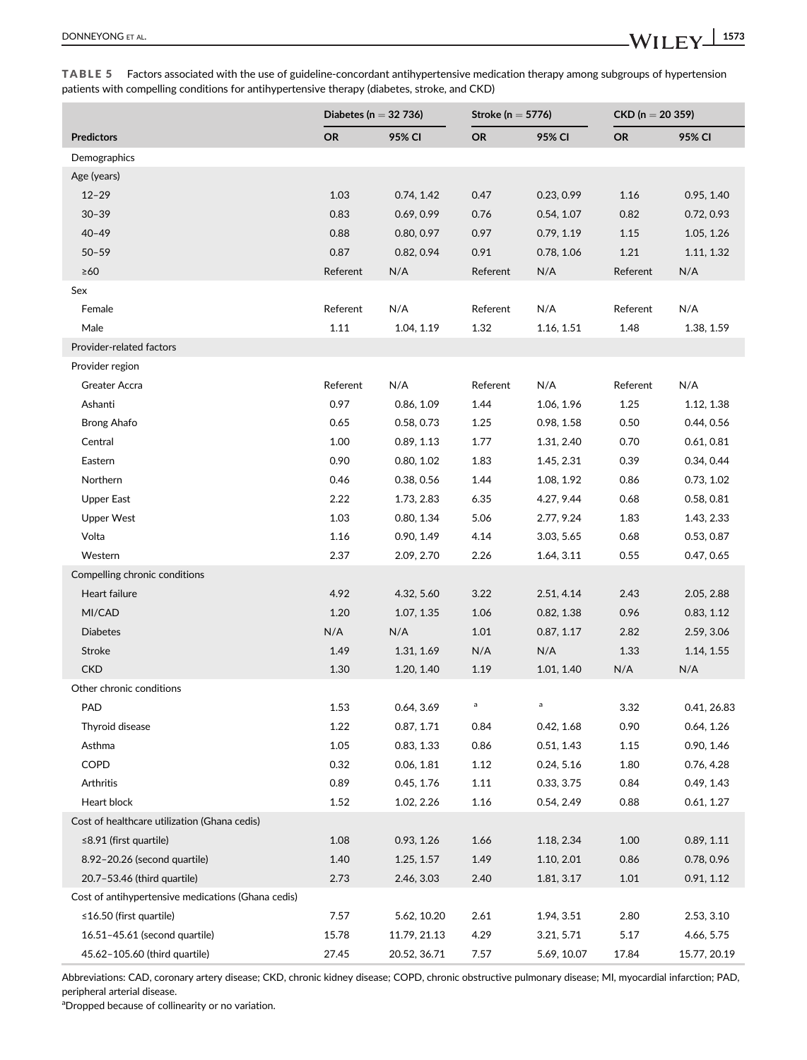**TABLE 5** Factors associated with the use of guideline-concordant antihypertensive medication therapy among subgroups of hypertension patients with compelling conditions for antihypertensive therapy (diabetes, stroke, and CKD)

| | Diabetes (n = 32 736) | | Stroke (n = 5776) | | CKD (n = 20 359) | |
|---|---|---|---|---|---|---|
| **Predictors** | **OR** | **95% CI** | **OR** | **95% CI** | **OR** | **95% CI** |
| Demographics | | | | | | |
| Age (years) | | | | | | |
| 12–29 | 1.03 | 0.74, 1.42 | 0.47 | 0.23, 0.99 | 1.16 | 0.95, 1.40 |
| 30–39 | 0.83 | 0.69, 0.99 | 0.76 | 0.54, 1.07 | 0.82 | 0.72, 0.93 |
| 40–49 | 0.88 | 0.80, 0.97 | 0.97 | 0.79, 1.19 | 1.15 | 1.05, 1.26 |
| 50–59 | 0.87 | 0.82, 0.94 | 0.91 | 0.78, 1.06 | 1.21 | 1.11, 1.32 |
| ≥60 | Referent | N/A | Referent | N/A | Referent | N/A |
| Sex | | | | | | |
| Female | Referent | N/A | Referent | N/A | Referent | N/A |
| Male | 1.11 | 1.04, 1.19 | 1.32 | 1.16, 1.51 | 1.48 | 1.38, 1.59 |
| Provider-related factors | | | | | | |
| Provider region | | | | | | |
| Greater Accra | Referent | N/A | Referent | N/A | Referent | N/A |
| Ashanti | 0.97 | 0.86, 1.09 | 1.44 | 1.06, 1.96 | 1.25 | 1.12, 1.38 |
| Brong Ahafo | 0.65 | 0.58, 0.73 | 1.25 | 0.98, 1.58 | 0.50 | 0.44, 0.56 |
| Central | 1.00 | 0.89, 1.13 | 1.77 | 1.31, 2.40 | 0.70 | 0.61, 0.81 |
| Eastern | 0.90 | 0.80, 1.02 | 1.83 | 1.45, 2.31 | 0.39 | 0.34, 0.44 |
| Northern | 0.46 | 0.38, 0.56 | 1.44 | 1.08, 1.92 | 0.86 | 0.73, 1.02 |
| Upper East | 2.22 | 1.73, 2.83 | 6.35 | 4.27, 9.44 | 0.68 | 0.58, 0.81 |
| Upper West | 1.03 | 0.80, 1.34 | 5.06 | 2.77, 9.24 | 1.83 | 1.43, 2.33 |
| Volta | 1.16 | 0.90, 1.49 | 4.14 | 3.03, 5.65 | 0.68 | 0.53, 0.87 |
| Western | 2.37 | 2.09, 2.70 | 2.26 | 1.64, 3.11 | 0.55 | 0.47, 0.65 |
| Compelling chronic conditions | | | | | | |
| Heart failure | 4.92 | 4.32, 5.60 | 3.22 | 2.51, 4.14 | 2.43 | 2.05, 2.88 |
| MI/CAD | 1.20 | 1.07, 1.35 | 1.06 | 0.82, 1.38 | 0.96 | 0.83, 1.12 |
| Diabetes | N/A | N/A | 1.01 | 0.87, 1.17 | 2.82 | 2.59, 3.06 |
| Stroke | 1.49 | 1.31, 1.69 | N/A | N/A | 1.33 | 1.14, 1.55 |
| CKD | 1.30 | 1.20, 1.40 | 1.19 | 1.01, 1.40 | N/A | N/A |
| Other chronic conditions | | | | | | |
| PAD | 1.53 | 0.64, 3.69 | [a] | [a] | 3.32 | 0.41, 26.83 |
| Thyroid disease | 1.22 | 0.87, 1.71 | 0.84 | 0.42, 1.68 | 0.90 | 0.64, 1.26 |
| Asthma | 1.05 | 0.83, 1.33 | 0.86 | 0.51, 1.43 | 1.15 | 0.90, 1.46 |
| COPD | 0.32 | 0.06, 1.81 | 1.12 | 0.24, 5.16 | 1.80 | 0.76, 4.28 |
| Arthritis | 0.89 | 0.45, 1.76 | 1.11 | 0.33, 3.75 | 0.84 | 0.49, 1.43 |
| Heart block | 1.52 | 1.02, 2.26 | 1.16 | 0.54, 2.49 | 0.88 | 0.61, 1.27 |
| Cost of healthcare utilization (Ghana cedis) | | | | | | |
| ≤8.91 (first quartile) | 1.08 | 0.93, 1.26 | 1.66 | 1.18, 2.34 | 1.00 | 0.89, 1.11 |
| 8.92–20.26 (second quartile) | 1.40 | 1.25, 1.57 | 1.49 | 1.10, 2.01 | 0.86 | 0.78, 0.96 |
| 20.7–53.46 (third quartile) | 2.73 | 2.46, 3.03 | 2.40 | 1.81, 3.17 | 1.01 | 0.91, 1.12 |
| Cost of antihypertensive medications (Ghana cedis) | | | | | | |
| ≤16.50 (first quartile) | 7.57 | 5.62, 10.20 | 2.61 | 1.94, 3.51 | 2.80 | 2.53, 3.10 |
| 16.51–45.61 (second quartile) | 15.78 | 11.79, 21.13 | 4.29 | 3.21, 5.71 | 5.17 | 4.66, 5.75 |
| 45.62–105.60 (third quartile) | 27.45 | 20.52, 36.71 | 7.57 | 5.69, 10.07 | 17.84 | 15.77, 20.19 |

Abbreviations: CAD, coronary artery disease; CKD, chronic kidney disease; COPD, chronic obstructive pulmonary disease; MI, myocardial infarction; PAD, peripheral arterial disease.

[a]Dropped because of collinearity or no variation.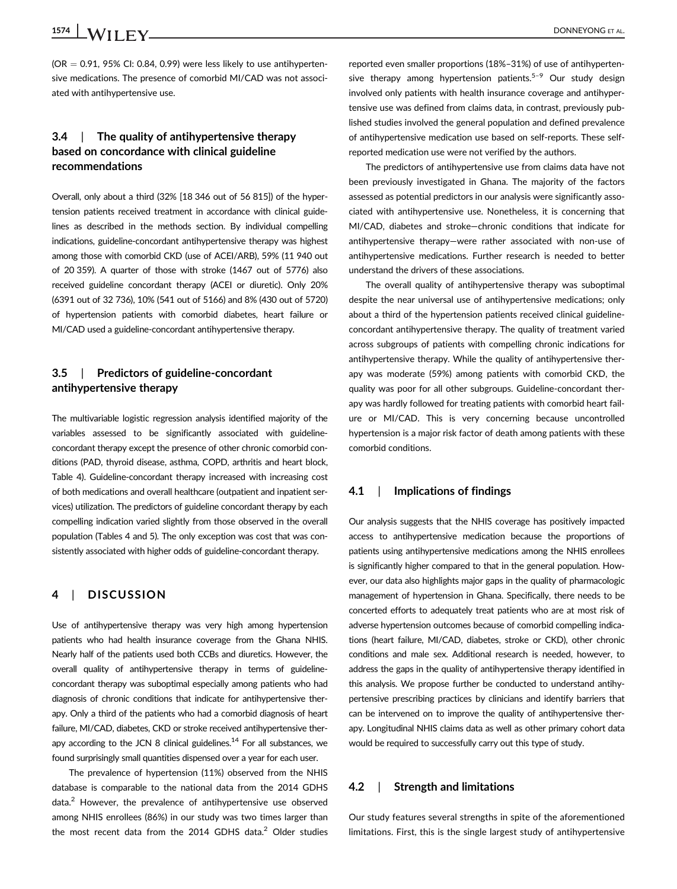(OR = 0.91, 95% CI: 0.84, 0.99) were less likely to use antihypertensive medications. The presence of comorbid MI/CAD was not associated with antihypertensive use.

### 3.4 | The quality of antihypertensive therapy based on concordance with clinical guideline recommendations

Overall, only about a third (32% [18 346 out of 56 815]) of the hypertension patients received treatment in accordance with clinical guidelines as described in the methods section. By individual compelling indications, guideline-concordant antihypertensive therapy was highest among those with comorbid CKD (use of ACEI/ARB), 59% (11 940 out of 20 359). A quarter of those with stroke (1467 out of 5776) also received guideline concordant therapy (ACEI or diuretic). Only 20% (6391 out of 32 736), 10% (541 out of 5166) and 8% (430 out of 5720) of hypertension patients with comorbid diabetes, heart failure or MI/CAD used a guideline-concordant antihypertensive therapy.

### 3.5 | Predictors of guideline-concordant antihypertensive therapy

The multivariable logistic regression analysis identified majority of the variables assessed to be significantly associated with guideline-concordant therapy except the presence of other chronic comorbid conditions (PAD, thyroid disease, asthma, COPD, arthritis and heart block, Table 4). Guideline-concordant therapy increased with increasing cost of both medications and overall healthcare (outpatient and inpatient services) utilization. The predictors of guideline concordant therapy by each compelling indication varied slightly from those observed in the overall population (Tables 4 and 5). The only exception was cost that was consistently associated with higher odds of guideline-concordant therapy.

## 4 | DISCUSSION

Use of antihypertensive therapy was very high among hypertension patients who had health insurance coverage from the Ghana NHIS. Nearly half of the patients used both CCBs and diuretics. However, the overall quality of antihypertensive therapy in terms of guideline-concordant therapy was suboptimal especially among patients who had diagnosis of chronic conditions that indicate for antihypertensive therapy. Only a third of the patients who had a comorbid diagnosis of heart failure, MI/CAD, diabetes, CKD or stroke received antihypertensive therapy according to the JCN 8 clinical guidelines.[14] For all substances, we found surprisingly small quantities dispensed over a year for each user.

The prevalence of hypertension (11%) observed from the NHIS database is comparable to the national data from the 2014 GDHS data.[2] However, the prevalence of antihypertensive use observed among NHIS enrollees (86%) in our study was two times larger than the most recent data from the 2014 GDHS data.[2] Older studies reported even smaller proportions (18%–31%) of use of antihypertensive therapy among hypertension patients.[5–9] Our study design involved only patients with health insurance coverage and antihypertensive use was defined from claims data, in contrast, previously published studies involved the general population and defined prevalence of antihypertensive medication use based on self-reports. These self-reported medication use were not verified by the authors.

The predictors of antihypertensive use from claims data have not been previously investigated in Ghana. The majority of the factors assessed as potential predictors in our analysis were significantly associated with antihypertensive use. Nonetheless, it is concerning that MI/CAD, diabetes and stroke—chronic conditions that indicate for antihypertensive therapy—were rather associated with non-use of antihypertensive medications. Further research is needed to better understand the drivers of these associations.

The overall quality of antihypertensive therapy was suboptimal despite the near universal use of antihypertensive medications; only about a third of the hypertension patients received clinical guideline-concordant antihypertensive therapy. The quality of treatment varied across subgroups of patients with compelling chronic indications for antihypertensive therapy. While the quality of antihypertensive therapy was moderate (59%) among patients with comorbid CKD, the quality was poor for all other subgroups. Guideline-concordant therapy was hardly followed for treating patients with comorbid heart failure or MI/CAD. This is very concerning because uncontrolled hypertension is a major risk factor of death among patients with these comorbid conditions.

### 4.1 | Implications of findings

Our analysis suggests that the NHIS coverage has positively impacted access to antihypertensive medication because the proportions of patients using antihypertensive medications among the NHIS enrollees is significantly higher compared to that in the general population. However, our data also highlights major gaps in the quality of pharmacologic management of hypertension in Ghana. Specifically, there needs to be concerted efforts to adequately treat patients who are at most risk of adverse hypertension outcomes because of comorbid compelling indications (heart failure, MI/CAD, diabetes, stroke or CKD), other chronic conditions and male sex. Additional research is needed, however, to address the gaps in the quality of antihypertensive therapy identified in this analysis. We propose further be conducted to understand antihypertensive prescribing practices by clinicians and identify barriers that can be intervened on to improve the quality of antihypertensive therapy. Longitudinal NHIS claims data as well as other primary cohort data would be required to successfully carry out this type of study.

### 4.2 | Strength and limitations

Our study features several strengths in spite of the aforementioned limitations. First, this is the single largest study of antihypertensive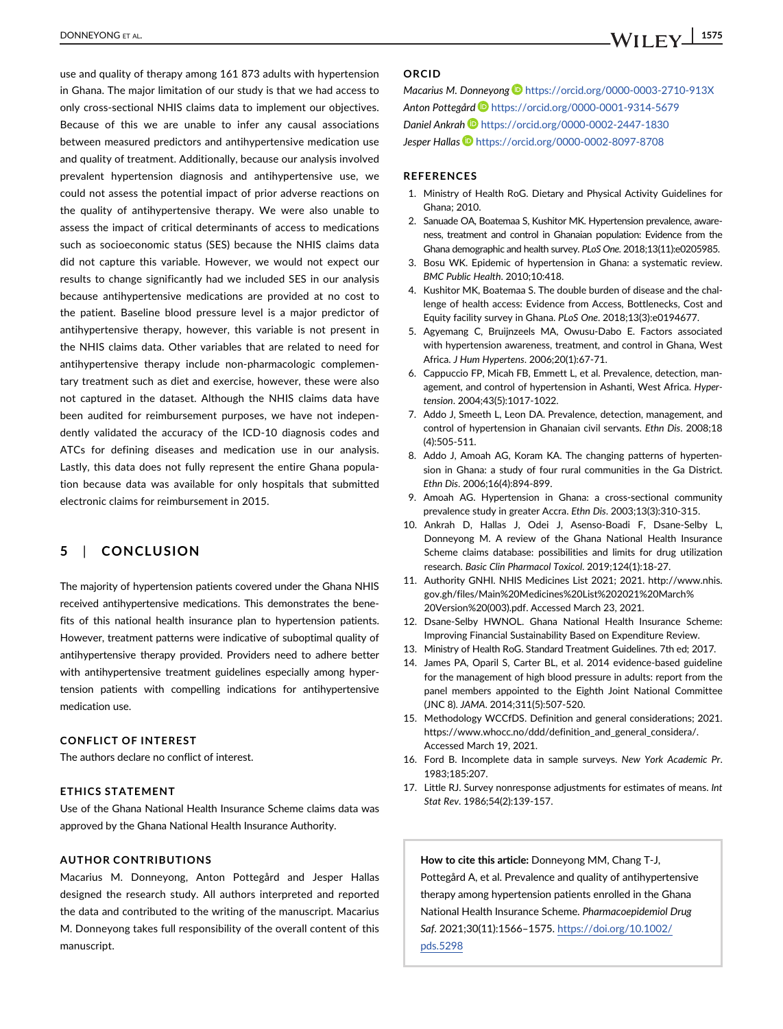use and quality of therapy among 161 873 adults with hypertension in Ghana. The major limitation of our study is that we had access to only cross-sectional NHIS claims data to implement our objectives. Because of this we are unable to infer any causal associations between measured predictors and antihypertensive medication use and quality of treatment. Additionally, because our analysis involved prevalent hypertension diagnosis and antihypertensive use, we could not assess the potential impact of prior adverse reactions on the quality of antihypertensive therapy. We were also unable to assess the impact of critical determinants of access to medications such as socioeconomic status (SES) because the NHIS claims data did not capture this variable. However, we would not expect our results to change significantly had we included SES in our analysis because antihypertensive medications are provided at no cost to the patient. Baseline blood pressure level is a major predictor of antihypertensive therapy, however, this variable is not present in the NHIS claims data. Other variables that are related to need for antihypertensive therapy include non-pharmacologic complementary treatment such as diet and exercise, however, these were also not captured in the dataset. Although the NHIS claims data have been audited for reimbursement purposes, we have not independently validated the accuracy of the ICD-10 diagnosis codes and ATCs for defining diseases and medication use in our analysis. Lastly, this data does not fully represent the entire Ghana population because data was available for only hospitals that submitted electronic claims for reimbursement in 2015.

## 5 | CONCLUSION

The majority of hypertension patients covered under the Ghana NHIS received antihypertensive medications. This demonstrates the benefits of this national health insurance plan to hypertension patients. However, treatment patterns were indicative of suboptimal quality of antihypertensive therapy provided. Providers need to adhere better with antihypertensive treatment guidelines especially among hypertension patients with compelling indications for antihypertensive medication use.

### CONFLICT OF INTEREST

The authors declare no conflict of interest.

### ETHICS STATEMENT

Use of the Ghana National Health Insurance Scheme claims data was approved by the Ghana National Health Insurance Authority.

### AUTHOR CONTRIBUTIONS

Macarius M. Donneyong, Anton Pottegård and Jesper Hallas designed the research study. All authors interpreted and reported the data and contributed to the writing of the manuscript. Macarius M. Donneyong takes full responsibility of the overall content of this manuscript.

### ORCID

*Macarius M. Donneyong* https://orcid.org/0000-0003-2710-913X
*Anton Pottegård* https://orcid.org/0000-0001-9314-5679
*Daniel Ankrah* https://orcid.org/0000-0002-2447-1830
*Jesper Hallas* https://orcid.org/0000-0002-8097-8708

### REFERENCES

1. Ministry of Health RoG. Dietary and Physical Activity Guidelines for Ghana; 2010.
2. Sanuade OA, Boatemaa S, Kushitor MK. Hypertension prevalence, awareness, treatment and control in Ghanaian population: Evidence from the Ghana demographic and health survey. *PLoS One*. 2018;13(11):e0205985.
3. Bosu WK. Epidemic of hypertension in Ghana: a systematic review. *BMC Public Health*. 2010;10:418.
4. Kushitor MK, Boatemaa S. The double burden of disease and the challenge of health access: Evidence from Access, Bottlenecks, Cost and Equity facility survey in Ghana. *PLoS One*. 2018;13(3):e0194677.
5. Agyemang C, Bruijnzeels MA, Owusu-Dabo E. Factors associated with hypertension awareness, treatment, and control in Ghana, West Africa. *J Hum Hypertens*. 2006;20(1):67-71.
6. Cappuccio FP, Micah FB, Emmett L, et al. Prevalence, detection, management, and control of hypertension in Ashanti, West Africa. *Hypertension*. 2004;43(5):1017-1022.
7. Addo J, Smeeth L, Leon DA. Prevalence, detection, management, and control of hypertension in Ghanaian civil servants. *Ethn Dis*. 2008;18(4):505-511.
8. Addo J, Amoah AG, Koram KA. The changing patterns of hypertension in Ghana: a study of four rural communities in the Ga District. *Ethn Dis*. 2006;16(4):894-899.
9. Amoah AG. Hypertension in Ghana: a cross-sectional community prevalence study in greater Accra. *Ethn Dis*. 2003;13(3):310-315.
10. Ankrah D, Hallas J, Odei J, Asenso-Boadi F, Dsane-Selby L, Donneyong M. A review of the Ghana National Health Insurance Scheme claims database: possibilities and limits for drug utilization research. *Basic Clin Pharmacol Toxicol*. 2019;124(1):18-27.
11. Authority GNHI. NHIS Medicines List 2021; 2021. http://www.nhis.gov.gh/files/Main%20Medicines%20List%202021%20March%20Version%20(003).pdf. Accessed March 23, 2021.
12. Dsane-Selby HWNOL. Ghana National Health Insurance Scheme: Improving Financial Sustainability Based on Expenditure Review.
13. Ministry of Health RoG. Standard Treatment Guidelines. 7th ed; 2017.
14. James PA, Oparil S, Carter BL, et al. 2014 evidence-based guideline for the management of high blood pressure in adults: report from the panel members appointed to the Eighth Joint National Committee (JNC 8). *JAMA*. 2014;311(5):507-520.
15. Methodology WCCfDS. Definition and general considerations; 2021. https://www.whocc.no/ddd/definition_and_general_considera/. Accessed March 19, 2021.
16. Ford B. Incomplete data in sample surveys. *New York Academic Pr*. 1983;185:207.
17. Little RJ. Survey nonresponse adjustments for estimates of means. *Int Stat Rev*. 1986;54(2):139-157.

**How to cite this article:** Donneyong MM, Chang T-J, Pottegård A, et al. Prevalence and quality of antihypertensive therapy among hypertension patients enrolled in the Ghana National Health Insurance Scheme. *Pharmacoepidemiol Drug Saf*. 2021;30(11):1566–1575. https://doi.org/10.1002/pds.5298